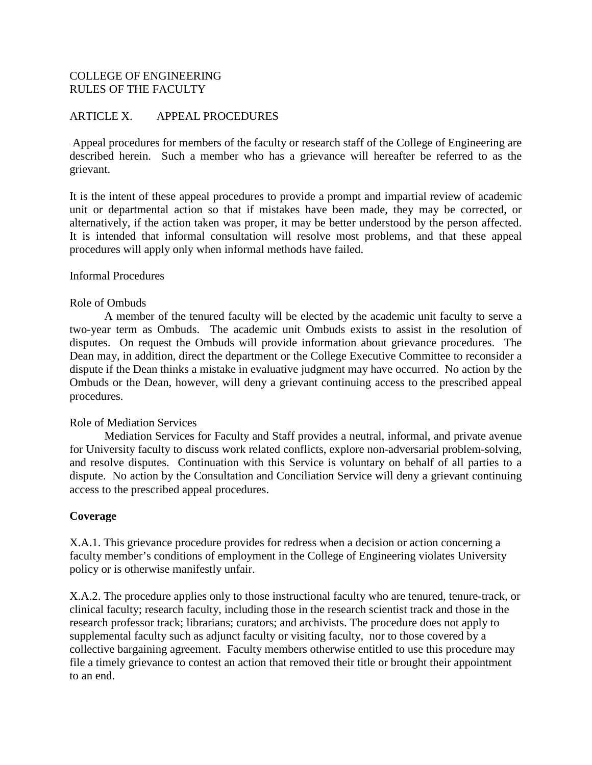COLLEGE OF ENGINEERING
RULES OF THE FACULTY

ARTICLE X. APPEAL PROCEDURES

Appeal procedures for members of the faculty or research staff of the College of Engineering are described herein. Such a member who has a grievance will hereafter be referred to as the grievant.

It is the intent of these appeal procedures to provide a prompt and impartial review of academic unit or departmental action so that if mistakes have been made, they may be corrected, or alternatively, if the action taken was proper, it may be better understood by the person affected. It is intended that informal consultation will resolve most problems, and that these appeal procedures will apply only when informal methods have failed.

Informal Procedures

Role of Ombuds

A member of the tenured faculty will be elected by the academic unit faculty to serve a two-year term as Ombuds. The academic unit Ombuds exists to assist in the resolution of disputes. On request the Ombuds will provide information about grievance procedures. The Dean may, in addition, direct the department or the College Executive Committee to reconsider a dispute if the Dean thinks a mistake in evaluative judgment may have occurred. No action by the Ombuds or the Dean, however, will deny a grievant continuing access to the prescribed appeal procedures.

Role of Mediation Services

Mediation Services for Faculty and Staff provides a neutral, informal, and private avenue for University faculty to discuss work related conflicts, explore non-adversarial problem-solving, and resolve disputes. Continuation with this Service is voluntary on behalf of all parties to a dispute. No action by the Consultation and Conciliation Service will deny a grievant continuing access to the prescribed appeal procedures.

**Coverage**

X.A.1. This grievance procedure provides for redress when a decision or action concerning a faculty member's conditions of employment in the College of Engineering violates University policy or is otherwise manifestly unfair.

X.A.2. The procedure applies only to those instructional faculty who are tenured, tenure-track, or clinical faculty; research faculty, including those in the research scientist track and those in the research professor track; librarians; curators; and archivists. The procedure does not apply to supplemental faculty such as adjunct faculty or visiting faculty, nor to those covered by a collective bargaining agreement. Faculty members otherwise entitled to use this procedure may file a timely grievance to contest an action that removed their title or brought their appointment to an end.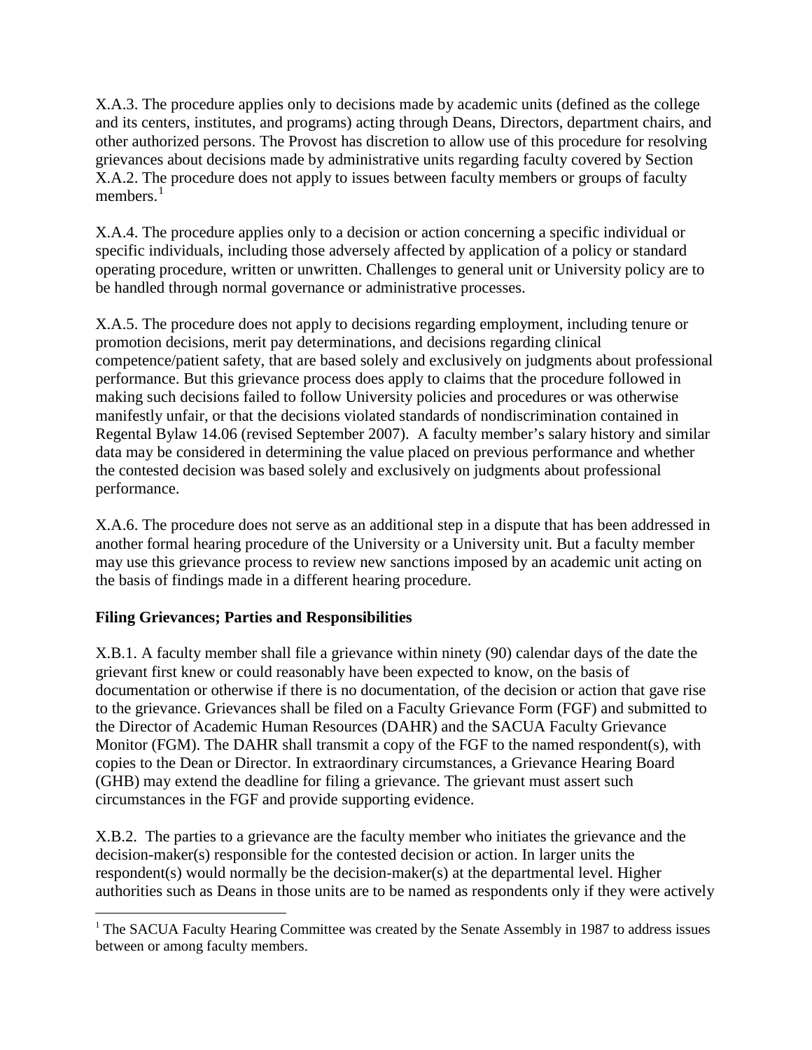X.A.3. The procedure applies only to decisions made by academic units (defined as the college and its centers, institutes, and programs) acting through Deans, Directors, department chairs, and other authorized persons. The Provost has discretion to allow use of this procedure for resolving grievances about decisions made by administrative units regarding faculty covered by Section X.A.2. The procedure does not apply to issues between faculty members or groups of faculty members.[1]

X.A.4. The procedure applies only to a decision or action concerning a specific individual or specific individuals, including those adversely affected by application of a policy or standard operating procedure, written or unwritten. Challenges to general unit or University policy are to be handled through normal governance or administrative processes.

X.A.5. The procedure does not apply to decisions regarding employment, including tenure or promotion decisions, merit pay determinations, and decisions regarding clinical competence/patient safety, that are based solely and exclusively on judgments about professional performance. But this grievance process does apply to claims that the procedure followed in making such decisions failed to follow University policies and procedures or was otherwise manifestly unfair, or that the decisions violated standards of nondiscrimination contained in Regental Bylaw 14.06 (revised September 2007). A faculty member's salary history and similar data may be considered in determining the value placed on previous performance and whether the contested decision was based solely and exclusively on judgments about professional performance.

X.A.6. The procedure does not serve as an additional step in a dispute that has been addressed in another formal hearing procedure of the University or a University unit. But a faculty member may use this grievance process to review new sanctions imposed by an academic unit acting on the basis of findings made in a different hearing procedure.

**Filing Grievances; Parties and Responsibilities**

X.B.1. A faculty member shall file a grievance within ninety (90) calendar days of the date the grievant first knew or could reasonably have been expected to know, on the basis of documentation or otherwise if there is no documentation, of the decision or action that gave rise to the grievance. Grievances shall be filed on a Faculty Grievance Form (FGF) and submitted to the Director of Academic Human Resources (DAHR) and the SACUA Faculty Grievance Monitor (FGM). The DAHR shall transmit a copy of the FGF to the named respondent(s), with copies to the Dean or Director. In extraordinary circumstances, a Grievance Hearing Board (GHB) may extend the deadline for filing a grievance. The grievant must assert such circumstances in the FGF and provide supporting evidence.

X.B.2. The parties to a grievance are the faculty member who initiates the grievance and the decision-maker(s) responsible for the contested decision or action. In larger units the respondent(s) would normally be the decision-maker(s) at the departmental level. Higher authorities such as Deans in those units are to be named as respondents only if they were actively

[1] The SACUA Faculty Hearing Committee was created by the Senate Assembly in 1987 to address issues between or among faculty members.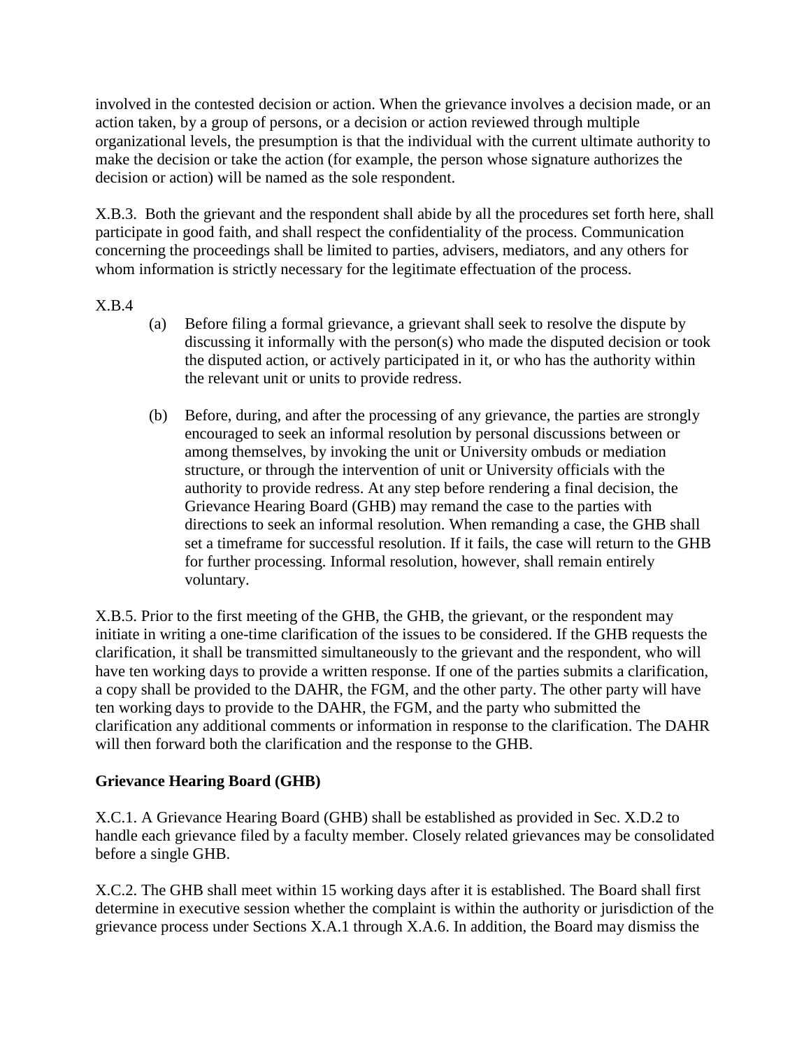involved in the contested decision or action. When the grievance involves a decision made, or an action taken, by a group of persons, or a decision or action reviewed through multiple organizational levels, the presumption is that the individual with the current ultimate authority to make the decision or take the action (for example, the person whose signature authorizes the decision or action) will be named as the sole respondent.

X.B.3. Both the grievant and the respondent shall abide by all the procedures set forth here, shall participate in good faith, and shall respect the confidentiality of the process. Communication concerning the proceedings shall be limited to parties, advisers, mediators, and any others for whom information is strictly necessary for the legitimate effectuation of the process.

X.B.4

(a) Before filing a formal grievance, a grievant shall seek to resolve the dispute by discussing it informally with the person(s) who made the disputed decision or took the disputed action, or actively participated in it, or who has the authority within the relevant unit or units to provide redress.

(b) Before, during, and after the processing of any grievance, the parties are strongly encouraged to seek an informal resolution by personal discussions between or among themselves, by invoking the unit or University ombuds or mediation structure, or through the intervention of unit or University officials with the authority to provide redress. At any step before rendering a final decision, the Grievance Hearing Board (GHB) may remand the case to the parties with directions to seek an informal resolution. When remanding a case, the GHB shall set a timeframe for successful resolution. If it fails, the case will return to the GHB for further processing. Informal resolution, however, shall remain entirely voluntary.

X.B.5. Prior to the first meeting of the GHB, the GHB, the grievant, or the respondent may initiate in writing a one-time clarification of the issues to be considered. If the GHB requests the clarification, it shall be transmitted simultaneously to the grievant and the respondent, who will have ten working days to provide a written response. If one of the parties submits a clarification, a copy shall be provided to the DAHR, the FGM, and the other party. The other party will have ten working days to provide to the DAHR, the FGM, and the party who submitted the clarification any additional comments or information in response to the clarification. The DAHR will then forward both the clarification and the response to the GHB.

**Grievance Hearing Board (GHB)**

X.C.1. A Grievance Hearing Board (GHB) shall be established as provided in Sec. X.D.2 to handle each grievance filed by a faculty member. Closely related grievances may be consolidated before a single GHB.

X.C.2. The GHB shall meet within 15 working days after it is established. The Board shall first determine in executive session whether the complaint is within the authority or jurisdiction of the grievance process under Sections X.A.1 through X.A.6. In addition, the Board may dismiss the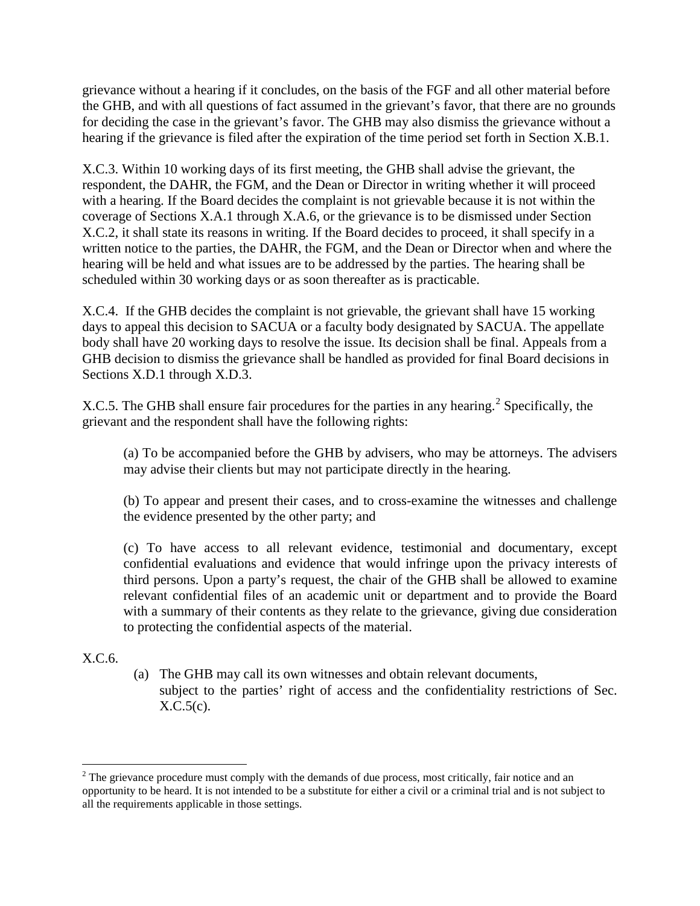grievance without a hearing if it concludes, on the basis of the FGF and all other material before the GHB, and with all questions of fact assumed in the grievant's favor, that there are no grounds for deciding the case in the grievant's favor. The GHB may also dismiss the grievance without a hearing if the grievance is filed after the expiration of the time period set forth in Section X.B.1.

X.C.3. Within 10 working days of its first meeting, the GHB shall advise the grievant, the respondent, the DAHR, the FGM, and the Dean or Director in writing whether it will proceed with a hearing. If the Board decides the complaint is not grievable because it is not within the coverage of Sections X.A.1 through X.A.6, or the grievance is to be dismissed under Section X.C.2, it shall state its reasons in writing. If the Board decides to proceed, it shall specify in a written notice to the parties, the DAHR, the FGM, and the Dean or Director when and where the hearing will be held and what issues are to be addressed by the parties. The hearing shall be scheduled within 30 working days or as soon thereafter as is practicable.

X.C.4. If the GHB decides the complaint is not grievable, the grievant shall have 15 working days to appeal this decision to SACUA or a faculty body designated by SACUA. The appellate body shall have 20 working days to resolve the issue. Its decision shall be final. Appeals from a GHB decision to dismiss the grievance shall be handled as provided for final Board decisions in Sections X.D.1 through X.D.3.

X.C.5. The GHB shall ensure fair procedures for the parties in any hearing.[2] Specifically, the grievant and the respondent shall have the following rights:

(a) To be accompanied before the GHB by advisers, who may be attorneys. The advisers may advise their clients but may not participate directly in the hearing.

(b) To appear and present their cases, and to cross-examine the witnesses and challenge the evidence presented by the other party; and

(c) To have access to all relevant evidence, testimonial and documentary, except confidential evaluations and evidence that would infringe upon the privacy interests of third persons. Upon a party's request, the chair of the GHB shall be allowed to examine relevant confidential files of an academic unit or department and to provide the Board with a summary of their contents as they relate to the grievance, giving due consideration to protecting the confidential aspects of the material.

X.C.6.

(a) The GHB may call its own witnesses and obtain relevant documents, subject to the parties' right of access and the confidentiality restrictions of Sec. X.C.5(c).

---

[2] The grievance procedure must comply with the demands of due process, most critically, fair notice and an opportunity to be heard. It is not intended to be a substitute for either a civil or a criminal trial and is not subject to all the requirements applicable in those settings.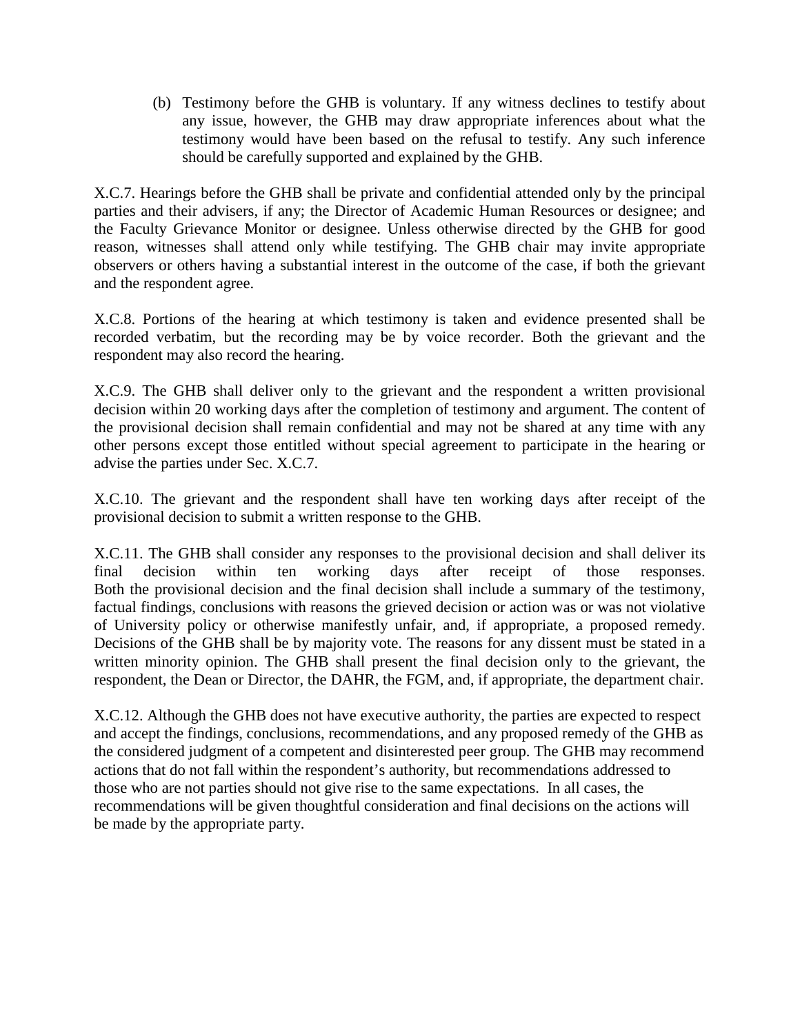(b) Testimony before the GHB is voluntary. If any witness declines to testify about any issue, however, the GHB may draw appropriate inferences about what the testimony would have been based on the refusal to testify. Any such inference should be carefully supported and explained by the GHB.

X.C.7. Hearings before the GHB shall be private and confidential attended only by the principal parties and their advisers, if any; the Director of Academic Human Resources or designee; and the Faculty Grievance Monitor or designee. Unless otherwise directed by the GHB for good reason, witnesses shall attend only while testifying. The GHB chair may invite appropriate observers or others having a substantial interest in the outcome of the case, if both the grievant and the respondent agree.

X.C.8. Portions of the hearing at which testimony is taken and evidence presented shall be recorded verbatim, but the recording may be by voice recorder. Both the grievant and the respondent may also record the hearing.

X.C.9. The GHB shall deliver only to the grievant and the respondent a written provisional decision within 20 working days after the completion of testimony and argument. The content of the provisional decision shall remain confidential and may not be shared at any time with any other persons except those entitled without special agreement to participate in the hearing or advise the parties under Sec. X.C.7.

X.C.10. The grievant and the respondent shall have ten working days after receipt of the provisional decision to submit a written response to the GHB.

X.C.11. The GHB shall consider any responses to the provisional decision and shall deliver its final decision within ten working days after receipt of those responses. Both the provisional decision and the final decision shall include a summary of the testimony, factual findings, conclusions with reasons the grieved decision or action was or was not violative of University policy or otherwise manifestly unfair, and, if appropriate, a proposed remedy. Decisions of the GHB shall be by majority vote. The reasons for any dissent must be stated in a written minority opinion. The GHB shall present the final decision only to the grievant, the respondent, the Dean or Director, the DAHR, the FGM, and, if appropriate, the department chair.

X.C.12. Although the GHB does not have executive authority, the parties are expected to respect and accept the findings, conclusions, recommendations, and any proposed remedy of the GHB as the considered judgment of a competent and disinterested peer group. The GHB may recommend actions that do not fall within the respondent's authority, but recommendations addressed to those who are not parties should not give rise to the same expectations. In all cases, the recommendations will be given thoughtful consideration and final decisions on the actions will be made by the appropriate party.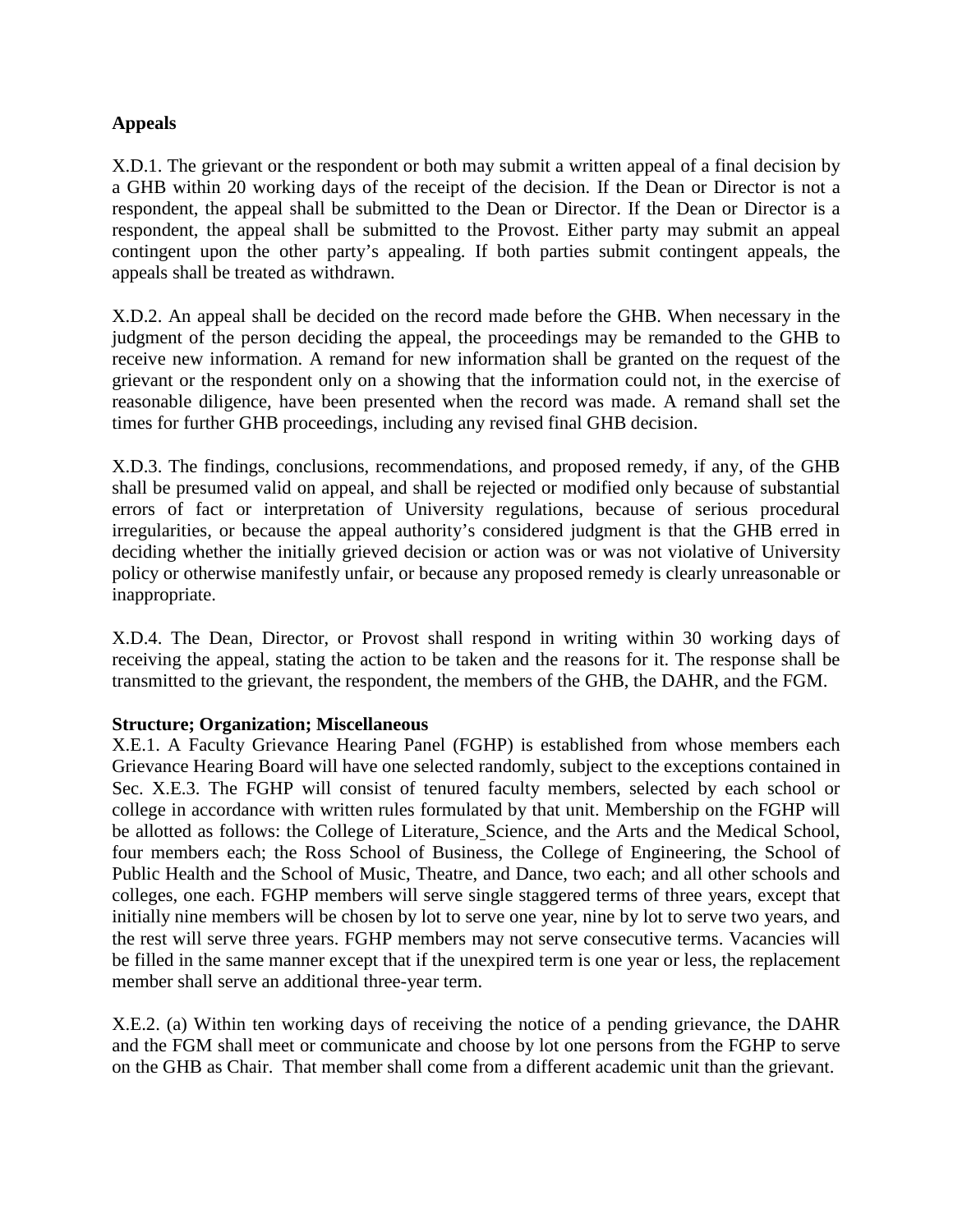**Appeals**

X.D.1. The grievant or the respondent or both may submit a written appeal of a final decision by a GHB within 20 working days of the receipt of the decision. If the Dean or Director is not a respondent, the appeal shall be submitted to the Dean or Director. If the Dean or Director is a respondent, the appeal shall be submitted to the Provost. Either party may submit an appeal contingent upon the other party's appealing. If both parties submit contingent appeals, the appeals shall be treated as withdrawn.

X.D.2. An appeal shall be decided on the record made before the GHB. When necessary in the judgment of the person deciding the appeal, the proceedings may be remanded to the GHB to receive new information. A remand for new information shall be granted on the request of the grievant or the respondent only on a showing that the information could not, in the exercise of reasonable diligence, have been presented when the record was made. A remand shall set the times for further GHB proceedings, including any revised final GHB decision.

X.D.3. The findings, conclusions, recommendations, and proposed remedy, if any, of the GHB shall be presumed valid on appeal, and shall be rejected or modified only because of substantial errors of fact or interpretation of University regulations, because of serious procedural irregularities, or because the appeal authority's considered judgment is that the GHB erred in deciding whether the initially grieved decision or action was or was not violative of University policy or otherwise manifestly unfair, or because any proposed remedy is clearly unreasonable or inappropriate.

X.D.4. The Dean, Director, or Provost shall respond in writing within 30 working days of receiving the appeal, stating the action to be taken and the reasons for it. The response shall be transmitted to the grievant, the respondent, the members of the GHB, the DAHR, and the FGM.

**Structure; Organization; Miscellaneous**

X.E.1. A Faculty Grievance Hearing Panel (FGHP) is established from whose members each Grievance Hearing Board will have one selected randomly, subject to the exceptions contained in Sec. X.E.3. The FGHP will consist of tenured faculty members, selected by each school or college in accordance with written rules formulated by that unit. Membership on the FGHP will be allotted as follows: the College of Literature, Science, and the Arts and the Medical School, four members each; the Ross School of Business, the College of Engineering, the School of Public Health and the School of Music, Theatre, and Dance, two each; and all other schools and colleges, one each. FGHP members will serve single staggered terms of three years, except that initially nine members will be chosen by lot to serve one year, nine by lot to serve two years, and the rest will serve three years. FGHP members may not serve consecutive terms. Vacancies will be filled in the same manner except that if the unexpired term is one year or less, the replacement member shall serve an additional three-year term.

X.E.2. (a) Within ten working days of receiving the notice of a pending grievance, the DAHR and the FGM shall meet or communicate and choose by lot one persons from the FGHP to serve on the GHB as Chair. That member shall come from a different academic unit than the grievant.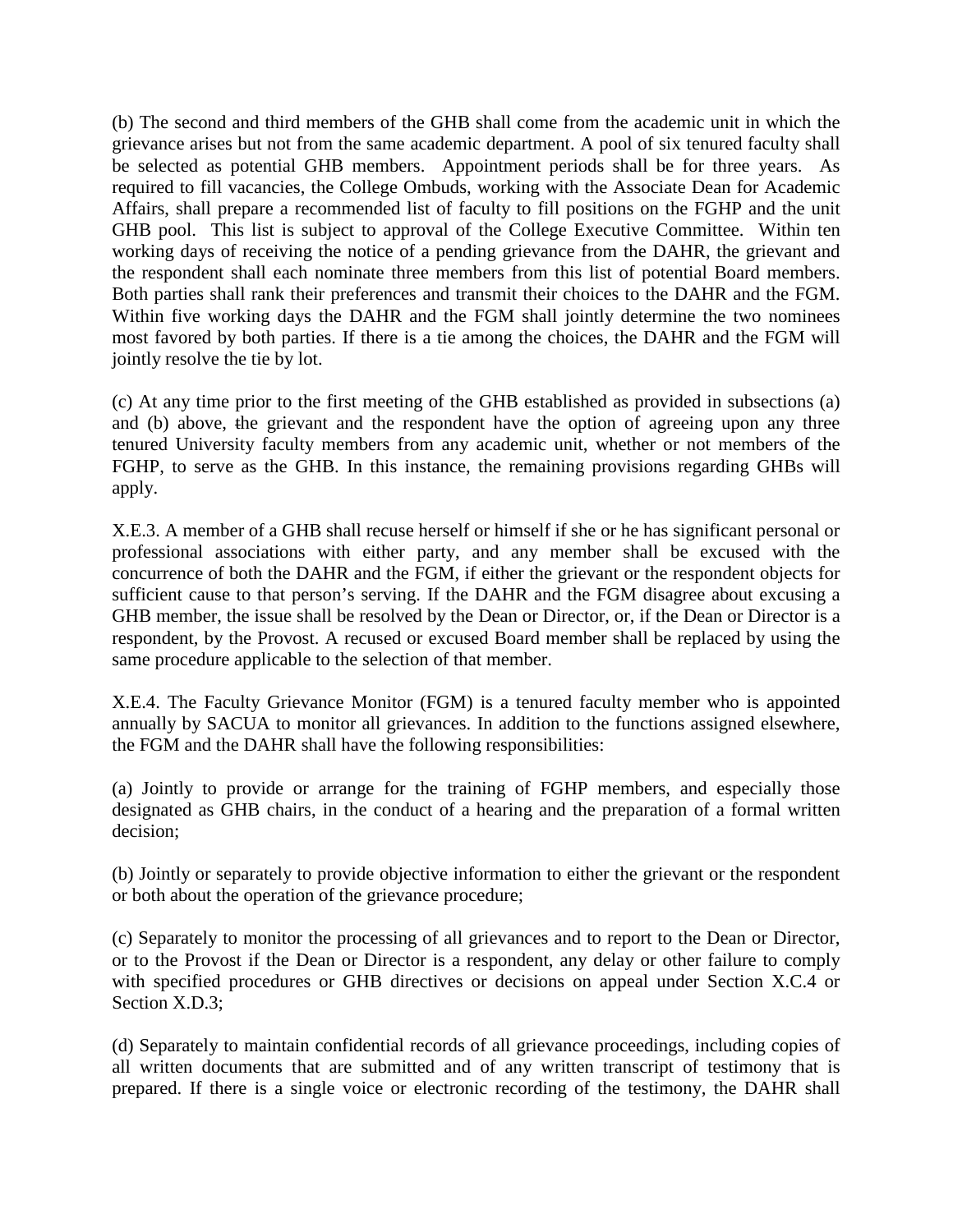(b) The second and third members of the GHB shall come from the academic unit in which the grievance arises but not from the same academic department. A pool of six tenured faculty shall be selected as potential GHB members. Appointment periods shall be for three years. As required to fill vacancies, the College Ombuds, working with the Associate Dean for Academic Affairs, shall prepare a recommended list of faculty to fill positions on the FGHP and the unit GHB pool. This list is subject to approval of the College Executive Committee. Within ten working days of receiving the notice of a pending grievance from the DAHR, the grievant and the respondent shall each nominate three members from this list of potential Board members. Both parties shall rank their preferences and transmit their choices to the DAHR and the FGM. Within five working days the DAHR and the FGM shall jointly determine the two nominees most favored by both parties. If there is a tie among the choices, the DAHR and the FGM will jointly resolve the tie by lot.

(c) At any time prior to the first meeting of the GHB established as provided in subsections (a) and (b) above, the grievant and the respondent have the option of agreeing upon any three tenured University faculty members from any academic unit, whether or not members of the FGHP, to serve as the GHB. In this instance, the remaining provisions regarding GHBs will apply.

X.E.3. A member of a GHB shall recuse herself or himself if she or he has significant personal or professional associations with either party, and any member shall be excused with the concurrence of both the DAHR and the FGM, if either the grievant or the respondent objects for sufficient cause to that person's serving. If the DAHR and the FGM disagree about excusing a GHB member, the issue shall be resolved by the Dean or Director, or, if the Dean or Director is a respondent, by the Provost. A recused or excused Board member shall be replaced by using the same procedure applicable to the selection of that member.

X.E.4. The Faculty Grievance Monitor (FGM) is a tenured faculty member who is appointed annually by SACUA to monitor all grievances. In addition to the functions assigned elsewhere, the FGM and the DAHR shall have the following responsibilities:

(a) Jointly to provide or arrange for the training of FGHP members, and especially those designated as GHB chairs, in the conduct of a hearing and the preparation of a formal written decision;

(b) Jointly or separately to provide objective information to either the grievant or the respondent or both about the operation of the grievance procedure;

(c) Separately to monitor the processing of all grievances and to report to the Dean or Director, or to the Provost if the Dean or Director is a respondent, any delay or other failure to comply with specified procedures or GHB directives or decisions on appeal under Section X.C.4 or Section X.D.3;

(d) Separately to maintain confidential records of all grievance proceedings, including copies of all written documents that are submitted and of any written transcript of testimony that is prepared. If there is a single voice or electronic recording of the testimony, the DAHR shall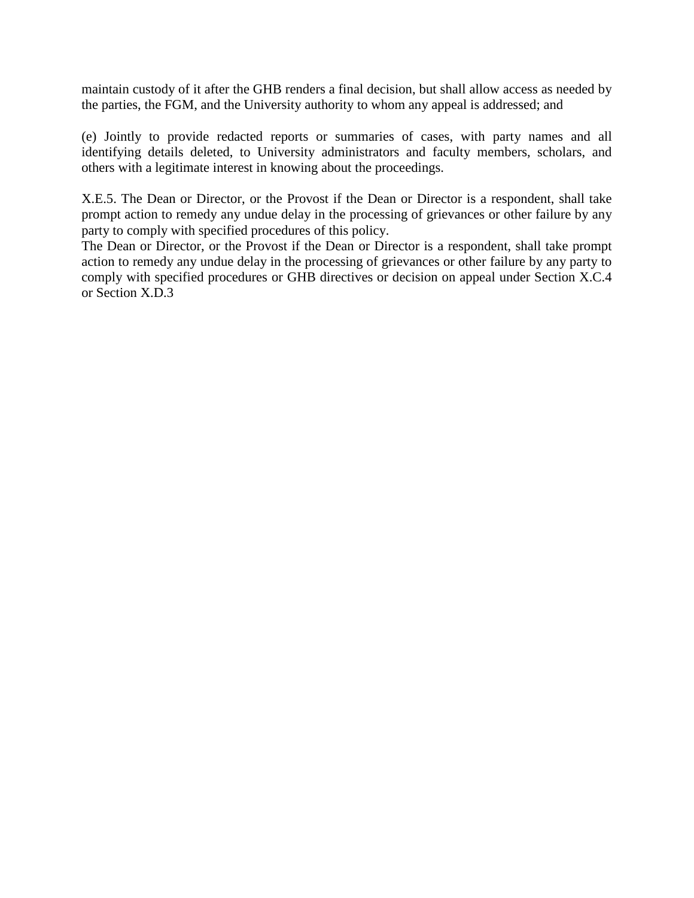maintain custody of it after the GHB renders a final decision, but shall allow access as needed by the parties, the FGM, and the University authority to whom any appeal is addressed; and

(e) Jointly to provide redacted reports or summaries of cases, with party names and all identifying details deleted, to University administrators and faculty members, scholars, and others with a legitimate interest in knowing about the proceedings.

X.E.5. The Dean or Director, or the Provost if the Dean or Director is a respondent, shall take prompt action to remedy any undue delay in the processing of grievances or other failure by any party to comply with specified procedures of this policy.
The Dean or Director, or the Provost if the Dean or Director is a respondent, shall take prompt action to remedy any undue delay in the processing of grievances or other failure by any party to comply with specified procedures or GHB directives or decision on appeal under Section X.C.4 or Section X.D.3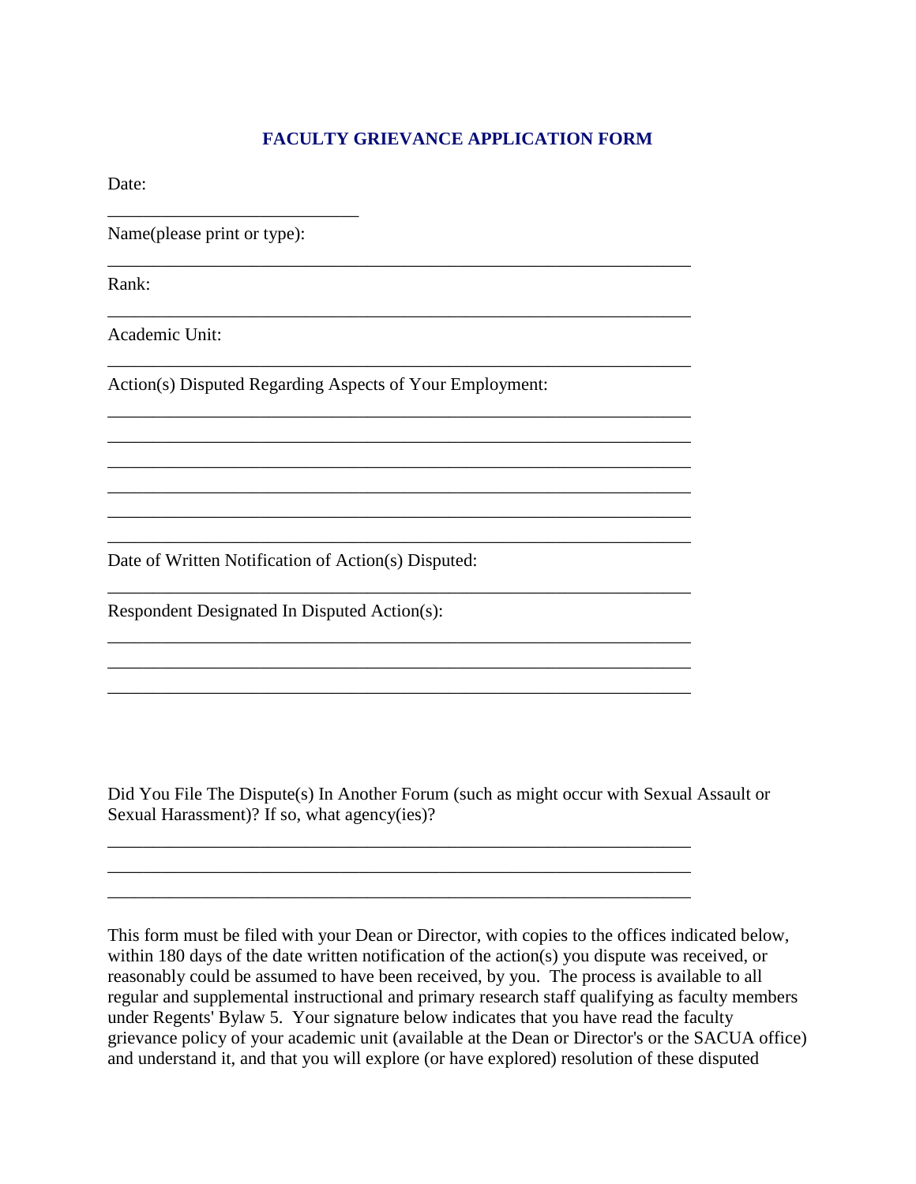## FACULTY GRIEVANCE APPLICATION FORM

Date:

____________________________

Name(please print or type):

_________________________________________________________________

Rank:

_________________________________________________________________

Academic Unit:

_________________________________________________________________

Action(s) Disputed Regarding Aspects of Your Employment:

_________________________________________________________________
_________________________________________________________________
_________________________________________________________________
_________________________________________________________________
_________________________________________________________________
_________________________________________________________________

Date of Written Notification of Action(s) Disputed:

_________________________________________________________________

Respondent Designated In Disputed Action(s):

_________________________________________________________________
_________________________________________________________________
_________________________________________________________________

Did You File The Dispute(s) In Another Forum (such as might occur with Sexual Assault or Sexual Harassment)? If so, what agency(ies)?

_________________________________________________________________
_________________________________________________________________
_________________________________________________________________

This form must be filed with your Dean or Director, with copies to the offices indicated below, within 180 days of the date written notification of the action(s) you dispute was received, or reasonably could be assumed to have been received, by you. The process is available to all regular and supplemental instructional and primary research staff qualifying as faculty members under Regents' Bylaw 5. Your signature below indicates that you have read the faculty grievance policy of your academic unit (available at the Dean or Director's or the SACUA office) and understand it, and that you will explore (or have explored) resolution of these disputed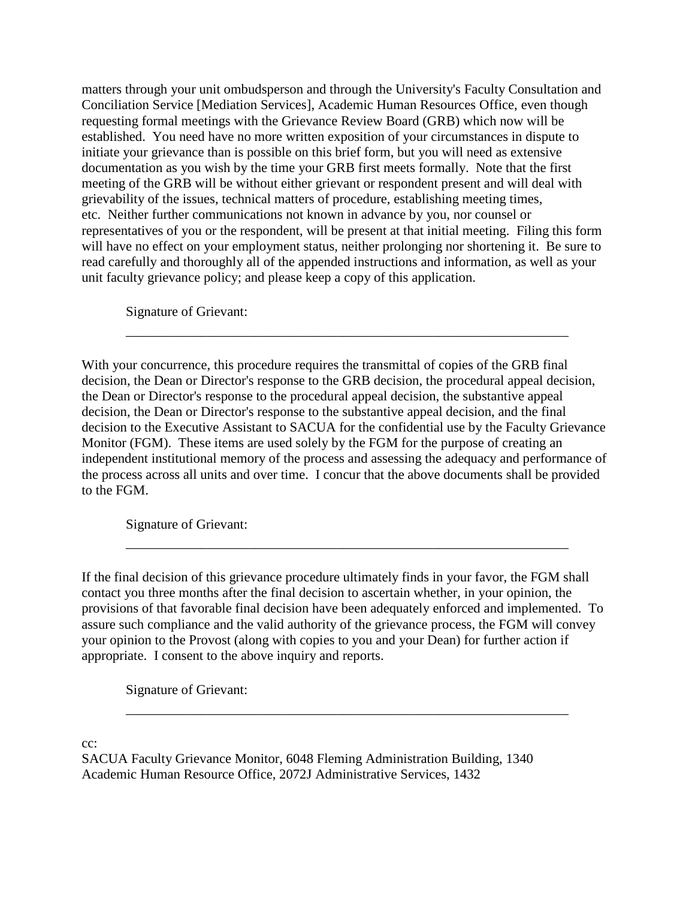matters through your unit ombudsperson and through the University's Faculty Consultation and Conciliation Service [Mediation Services], Academic Human Resources Office, even though requesting formal meetings with the Grievance Review Board (GRB) which now will be established. You need have no more written exposition of your circumstances in dispute to initiate your grievance than is possible on this brief form, but you will need as extensive documentation as you wish by the time your GRB first meets formally. Note that the first meeting of the GRB will be without either grievant or respondent present and will deal with grievability of the issues, technical matters of procedure, establishing meeting times, etc. Neither further communications not known in advance by you, nor counsel or representatives of you or the respondent, will be present at that initial meeting. Filing this form will have no effect on your employment status, neither prolonging nor shortening it. Be sure to read carefully and thoroughly all of the appended instructions and information, as well as your unit faculty grievance policy; and please keep a copy of this application.

Signature of Grievant:

\_\_\_\_\_\_\_\_\_\_\_\_\_\_\_\_\_\_\_\_\_\_\_\_\_\_\_\_\_\_\_\_\_\_\_\_\_\_\_\_\_\_\_\_\_\_\_\_\_\_\_\_\_\_\_\_\_\_\_\_\_\_

With your concurrence, this procedure requires the transmittal of copies of the GRB final decision, the Dean or Director's response to the GRB decision, the procedural appeal decision, the Dean or Director's response to the procedural appeal decision, the substantive appeal decision, the Dean or Director's response to the substantive appeal decision, and the final decision to the Executive Assistant to SACUA for the confidential use by the Faculty Grievance Monitor (FGM). These items are used solely by the FGM for the purpose of creating an independent institutional memory of the process and assessing the adequacy and performance of the process across all units and over time. I concur that the above documents shall be provided to the FGM.

Signature of Grievant:

\_\_\_\_\_\_\_\_\_\_\_\_\_\_\_\_\_\_\_\_\_\_\_\_\_\_\_\_\_\_\_\_\_\_\_\_\_\_\_\_\_\_\_\_\_\_\_\_\_\_\_\_\_\_\_\_\_\_\_\_\_\_

If the final decision of this grievance procedure ultimately finds in your favor, the FGM shall contact you three months after the final decision to ascertain whether, in your opinion, the provisions of that favorable final decision have been adequately enforced and implemented. To assure such compliance and the valid authority of the grievance process, the FGM will convey your opinion to the Provost (along with copies to you and your Dean) for further action if appropriate. I consent to the above inquiry and reports.

Signature of Grievant:

\_\_\_\_\_\_\_\_\_\_\_\_\_\_\_\_\_\_\_\_\_\_\_\_\_\_\_\_\_\_\_\_\_\_\_\_\_\_\_\_\_\_\_\_\_\_\_\_\_\_\_\_\_\_\_\_\_\_\_\_\_\_

cc:
SACUA Faculty Grievance Monitor, 6048 Fleming Administration Building, 1340
Academic Human Resource Office, 2072J Administrative Services, 1432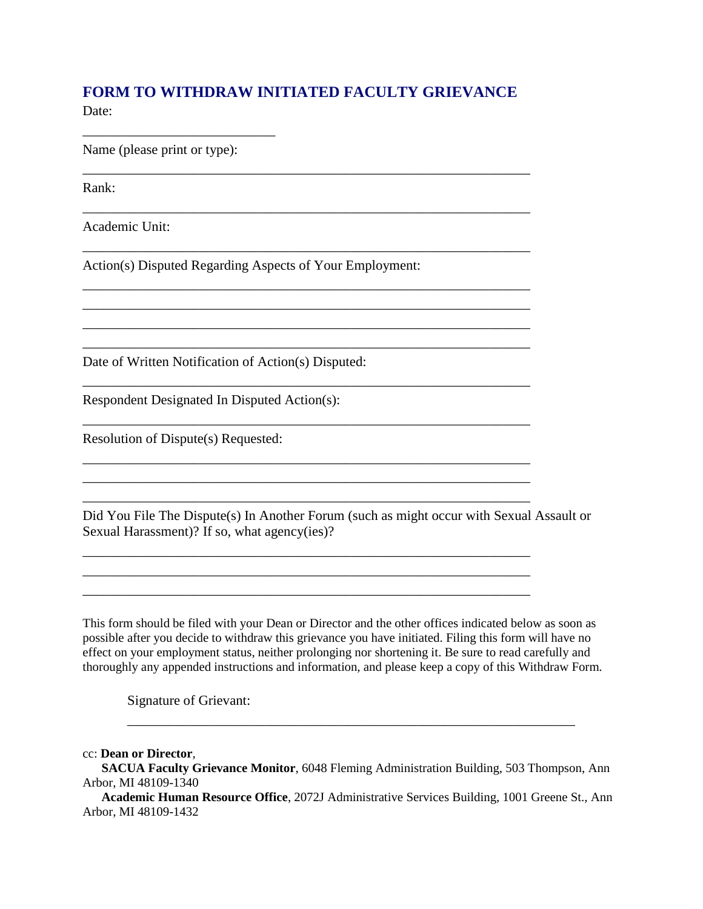## FORM TO WITHDRAW INITIATED FACULTY GRIEVANCE

Date:

___________________________

Name (please print or type):

_______________________________________________________________

Rank:

_______________________________________________________________

Academic Unit:

_______________________________________________________________

Action(s) Disputed Regarding Aspects of Your Employment:

_______________________________________________________________
_______________________________________________________________
_______________________________________________________________
_______________________________________________________________

Date of Written Notification of Action(s) Disputed:

_______________________________________________________________

Respondent Designated In Disputed Action(s):

_______________________________________________________________

Resolution of Dispute(s) Requested:

_______________________________________________________________
_______________________________________________________________
_______________________________________________________________

Did You File The Dispute(s) In Another Forum (such as might occur with Sexual Assault or Sexual Harassment)? If so, what agency(ies)?

_______________________________________________________________
_______________________________________________________________
_______________________________________________________________

This form should be filed with your Dean or Director and the other offices indicated below as soon as possible after you decide to withdraw this grievance you have initiated. Filing this form will have no effect on your employment status, neither prolonging nor shortening it. Be sure to read carefully and thoroughly any appended instructions and information, and please keep a copy of this Withdraw Form.

Signature of Grievant:

_______________________________________________________________

cc: **Dean or Director**,
**SACUA Faculty Grievance Monitor**, 6048 Fleming Administration Building, 503 Thompson, Ann Arbor, MI 48109-1340
**Academic Human Resource Office**, 2072J Administrative Services Building, 1001 Greene St., Ann Arbor, MI 48109-1432